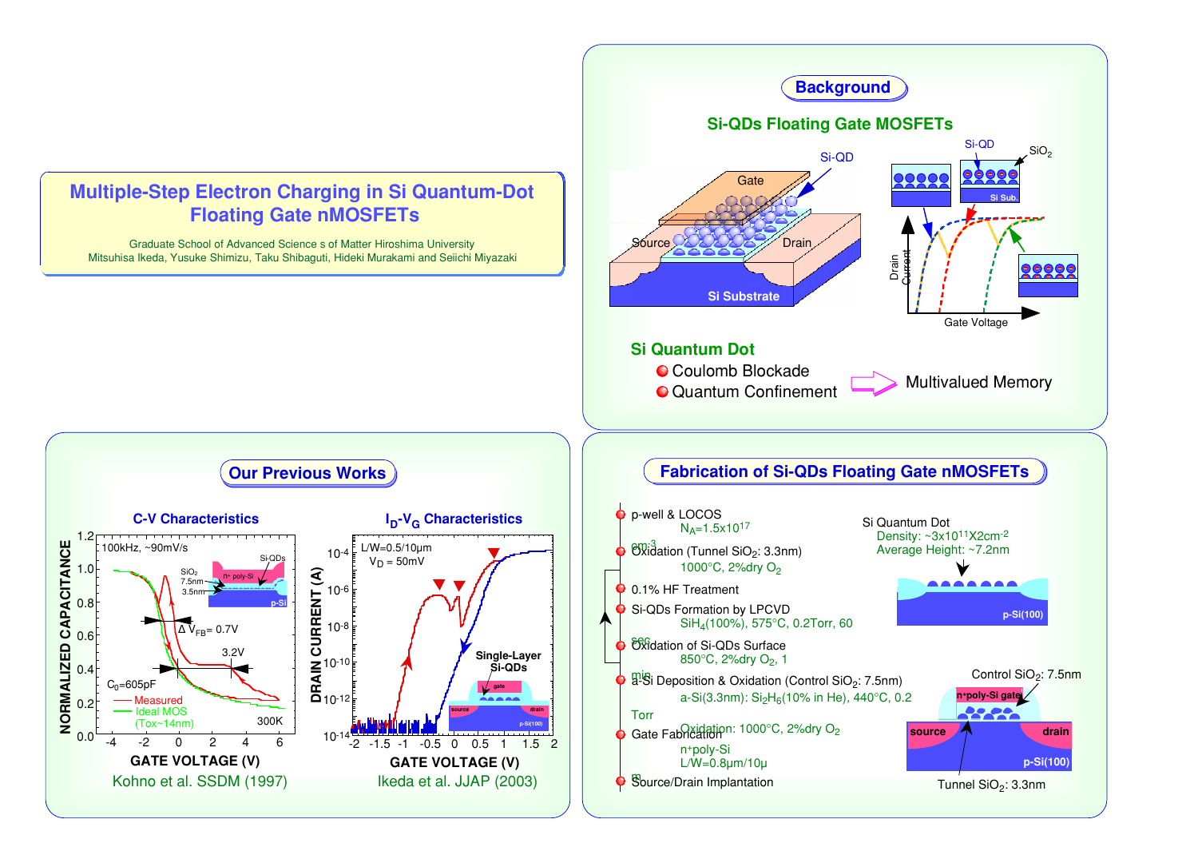# Multiple-Step Electron Charging in Si Quantum-Dot Floating Gate nMOSFETs

Graduate School of Advanced Science s of Matter Hiroshima University

Mitsuhisa Ikeda, Yusuke Shimizu, Taku Shibaguti, Hideki Murakami and Seiichi Miyazaki

## Background

### Si-QDs Floating Gate MOSFETs

Gate, Si-QD, Source, Drain, Si Substrate

Si-QD, $SiO_2$, Si Sub., Drain Current, Gate Voltage

**Si Quantum Dot**

- Coulomb Blockade
- Quantum Confinement

⇒ Multivalued Memory

## Our Previous Works

### C-V Characteristics

100kHz, ~90mV/s

$C_0$=605pF

Measured

Ideal MOS (Tox~14nm)

$\Delta V_{FB}$= 0.7V

3.2V

300K

$SiO_2$ 7.5nm, 3.5nm, $n^+$ poly-Si, Si-QDs, p-Si

NORMALIZED CAPACITANCE / GATE VOLTAGE (V)

Kohno et al. SSDM (1997)

### $I_D$-$V_G$ Characteristics

L/W=0.5/10μm

$V_D$ = 50mV

Single-Layer Si-QDs

DRAIN CURRENT (A) / GATE VOLTAGE (V)

Ikeda et al. JJAP (2003)

## Fabrication of Si-QDs Floating Gate nMOSFETs

- p-well & LOCOS
  - $N_A$=1.5x10[17] cm-3
- Oxidation (Tunnel $SiO_2$: 3.3nm)
  - 1000°C, 2%dry $O_2$
- 0.1% HF Treatment
- Si-QDs Formation by LPCVD
  - $SiH_4$(100%), 575°C, 0.2Torr, 60 sec
- Oxidation of Si-QDs Surface
  - 850°C, 2%dry $O_2$, 1 min
- a-Si Deposition & Oxidation (Control $SiO_2$: 7.5nm)
  - a-Si(3.3nm): $Si_2H_6$(10% in He), 440°C, 0.2 Torr
  - Oxidation: 1000°C, 2%dry $O_2$
- Gate Fabrication
  - n+poly-Si
  - L/W=0.8μm/10μm
- Source/Drain Implantation

Si Quantum Dot

Density: ~3x10[11]X2cm-2

Average Height: ~7.2nm

p-Si(100)

Control $SiO_2$: 7.5nm

n+poly-Si gate, source, drain, p-Si(100)

Tunnel $SiO_2$: 3.3nm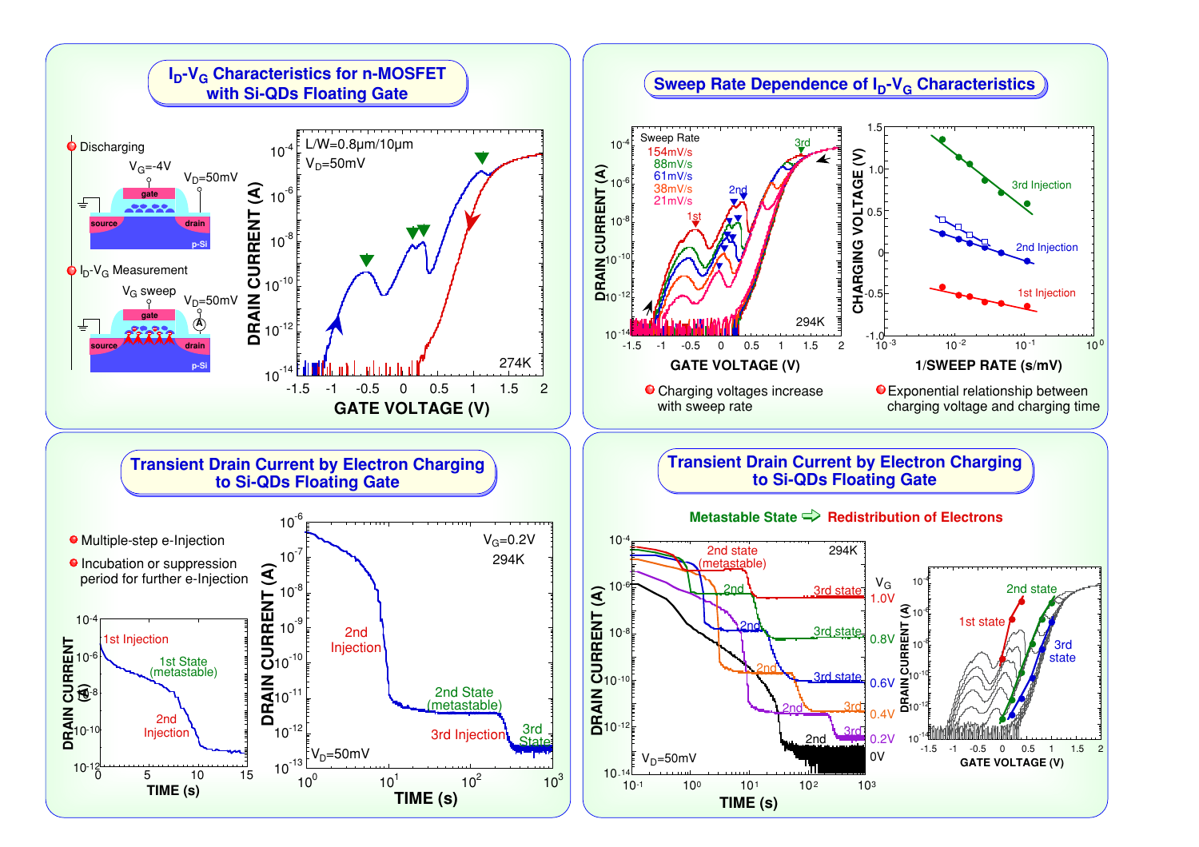## $I_D$-$V_G$ Characteristics for n-MOSFET with Si-QDs Floating Gate

- Discharging
- $I_D$-$V_G$ Measurement

## Sweep Rate Dependence of $I_D$-$V_G$ Characteristics

- Charging voltages increase with sweep rate
- Exponential relationship between charging voltage and charging time

## Transient Drain Current by Electron Charging to Si-QDs Floating Gate

- Multiple-step e-Injection
- Incubation or suppression period for further e-Injection

## Transient Drain Current by Electron Charging to Si-QDs Floating Gate

Metastable State ⇨ Redistribution of Electrons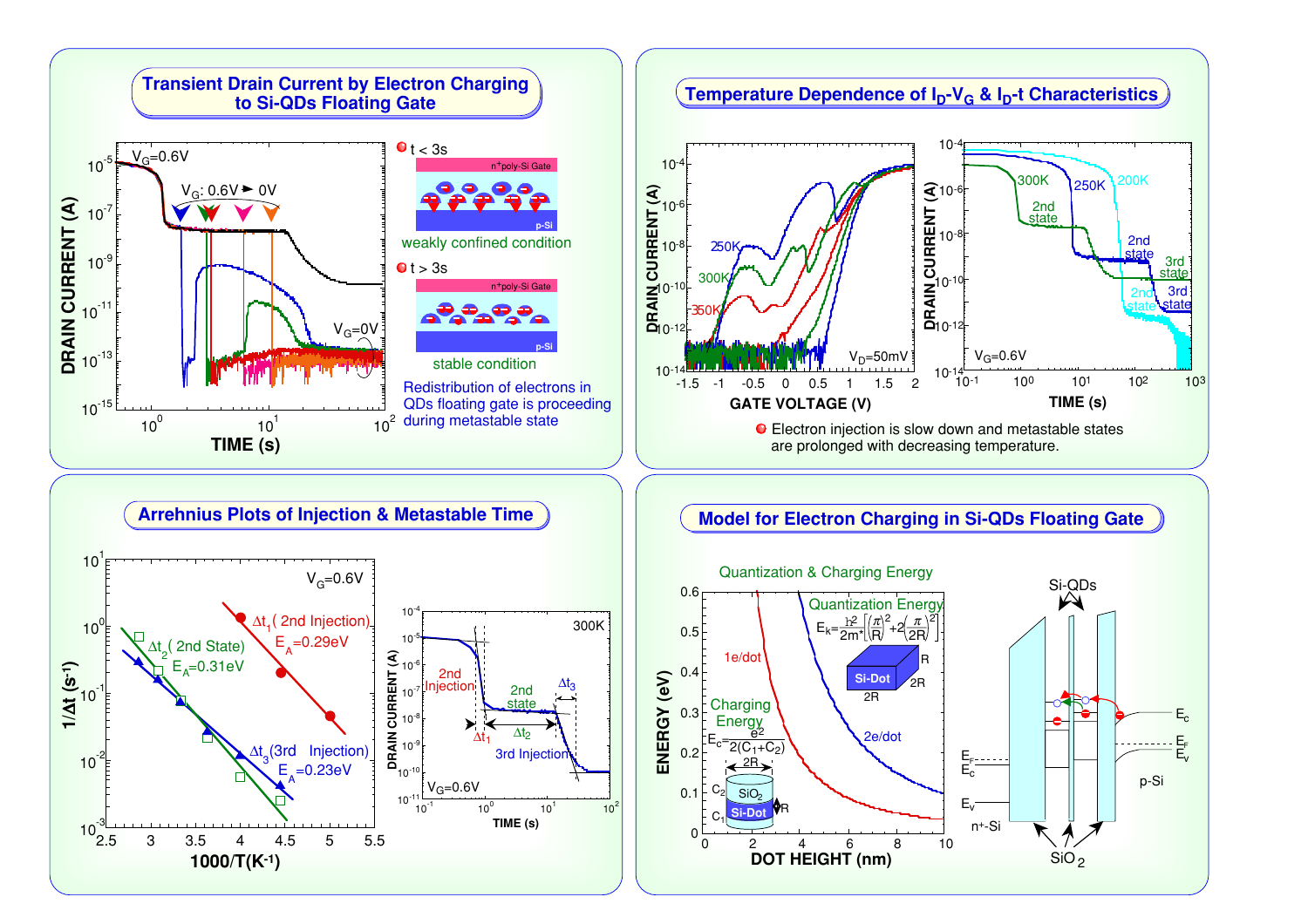## Transient Drain Current by Electron Charging to Si-QDs Floating Gate

$V_G$=0.6V

$V_G$: 0.6V ► 0V

$V_G$=0V

DRAIN CURRENT (A)

TIME (s)

- t < 3s

$n^+$poly-Si Gate

p-Si

weakly confined condition

- t > 3s

$n^+$poly-Si Gate

p-Si

stable condition

Redistribution of electrons in QDs floating gate is proceeding during metastable state

## Temperature Dependence of $I_D$-$V_G$ & $I_D$-t Characteristics

DRAIN CURRENT (A)

250K, 300K, 350K

$V_D$=50mV

GATE VOLTAGE (V)

300K, 250K, 200K

2nd state, 2nd state, 3rd state, 2nd state, 3rd state

$V_G$=0.6V

TIME (s)

- Electron injection is slow down and metastable states are prolonged with decreasing temperature.

## Arrhenius Plots of Injection & Metastable Time

$V_G$=0.6V

$\Delta t_1$ ( 2nd Injection) $E_A$=0.29eV

$\Delta t_2$ ( 2nd State) $E_A$=0.31eV

$\Delta t_3$ (3rd Injection) $E_A$=0.23eV

$1/\Delta t$ ($s^{-1}$)

1000/T($K^{-1}$)

300K

2nd Injection, 2nd state, $\Delta t_1$, $\Delta t_2$, $\Delta t_3$, 3rd Injection

$V_G$=0.6V

DRAIN CURRENT (A)

TIME (s)

## Model for Electron Charging in Si-QDs Floating Gate

Quantization & Charging Energy

Quantization Energy

$$E_k=\frac{\hbar^2}{2m^*}\left[\left(\frac{\pi}{R}\right)^2+2\left(\frac{\pi}{2R}\right)^2\right]$$

Si-Dot, R, 2R, 2R

1e/dot

2e/dot

Charging Energy

$$E_c=\frac{e^2}{2(C_1+C_2)}$$

$C_2$, $C_1$, $SiO_2$, Si-Dot, 2R, R

ENERGY (eV)

DOT HEIGHT (nm)

Si-QDs

$E_F$, $E_c$, $E_v$, $E_c$, $E_F$, $E_v$

$n^+$-Si

p-Si

$SiO_2$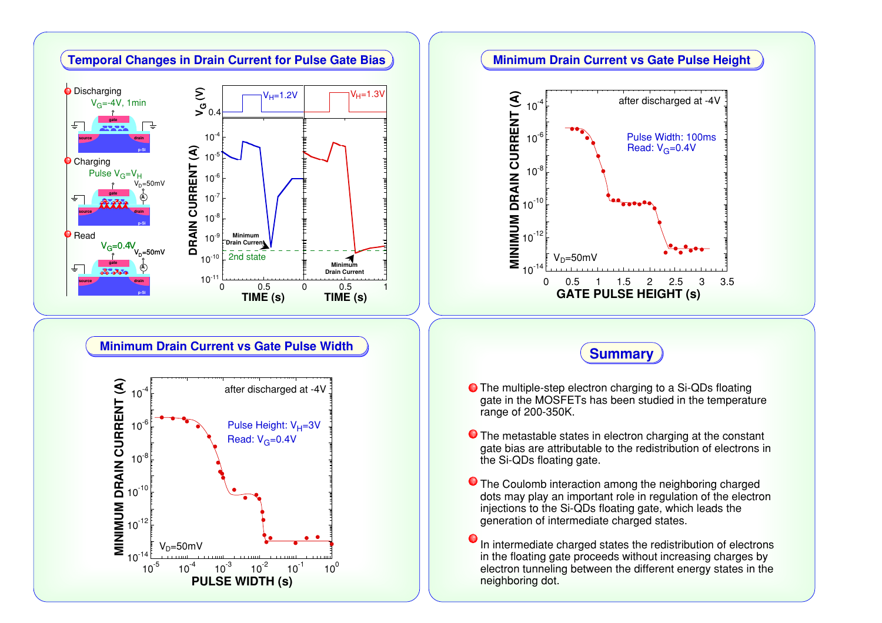## Temporal Changes in Drain Current for Pulse Gate Bias

Discharging

$V_G$=-4V, 1min

gate

source drain

p-Si

Charging

Pulse $V_G$=$V_H$

$V_D$=50mV

A

gate

source drain

p-Si

Read

$V_G$=0.4V

$V_D$=50mV

A

gate

source drain

p-Si

$V_G$ (V)

0.4

$V_H$=1.2V

$V_H$=1.3V

DRAIN CURRENT (A)

$10^{-4}$

$10^{-5}$

$10^{-6}$

$10^{-7}$

$10^{-8}$

$10^{-9}$

$10^{-10}$

$10^{-11}$

Minimum Drain Current

2nd state

Minimum Drain Current

0 0.5 0 0.5 1

TIME (s) TIME (s)

## Minimum Drain Current vs Gate Pulse Height

MINIMUM DRAIN CURRENT (A)

$10^{-4}$

$10^{-6}$

$10^{-8}$

$10^{-10}$

$10^{-12}$

$10^{-14}$

after discharged at -4V

Pulse Width: 100ms

Read: $V_G$=0.4V

$V_D$=50mV

0 0.5 1 1.5 2 2.5 3 3.5

GATE PULSE HEIGHT (s)

## Minimum Drain Current vs Gate Pulse Width

MINIMUM DRAIN CURRENT (A)

$10^{-4}$

$10^{-6}$

$10^{-8}$

$10^{-10}$

$10^{-12}$

$10^{-14}$

after discharged at -4V

Pulse Height: $V_H$=3V

Read: $V_G$=0.4V

$V_D$=50mV

$10^{-5}$ $10^{-4}$ $10^{-3}$ $10^{-2}$ $10^{-1}$ $10^{0}$

PULSE WIDTH (s)

## Summary

- The multiple-step electron charging to a Si-QDs floating gate in the MOSFETs has been studied in the temperature range of 200-350K.
- The metastable states in electron charging at the constant gate bias are attributable to the redistribution of electrons in the Si-QDs floating gate.
- The Coulomb interaction among the neighboring charged dots may play an important role in regulation of the electron injections to the Si-QDs floating gate, which leads the generation of intermediate charged states.
- In intermediate charged states the redistribution of electrons in the floating gate proceeds without increasing charges by electron tunneling between the different energy states in the neighboring dot.